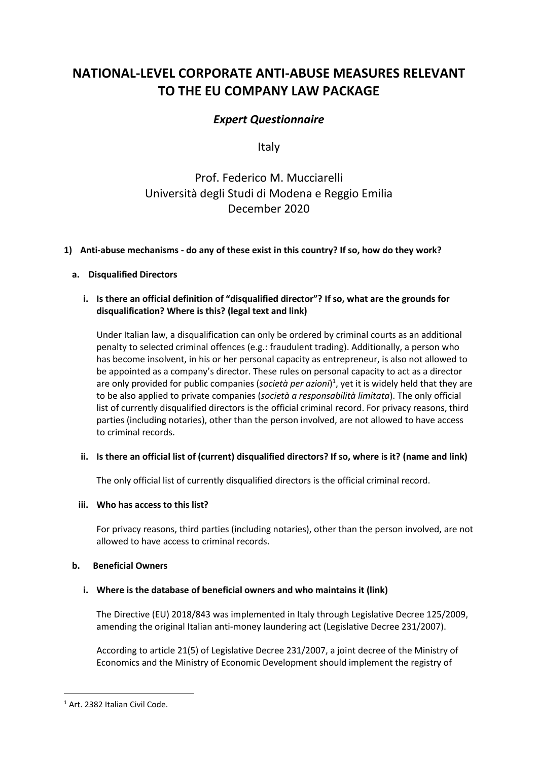# NATIONAL-LEVEL CORPORATE ANTI-ABUSE MEASURES RELEVANT TO THE EU COMPANY LAW PACKAGE

## *Expert Questionnaire*

Italy

Prof. Federico M. Mucciarelli
Università degli Studi di Modena e Reggio Emilia
December 2020

### 1) Anti-abuse mechanisms - do any of these exist in this country? If so, how do they work?

#### a. Disqualified Directors

**i. Is there an official definition of "disqualified director"? If so, what are the grounds for disqualification? Where is this? (legal text and link)**

Under Italian law, a disqualification can only be ordered by criminal courts as an additional penalty to selected criminal offences (e.g.: fraudulent trading). Additionally, a person who has become insolvent, in his or her personal capacity as entrepreneur, is also not allowed to be appointed as a company's director. These rules on personal capacity to act as a director are only provided for public companies (*società per azioni*)[1], yet it is widely held that they are to be also applied to private companies (*società a responsabilità limitata*). The only official list of currently disqualified directors is the official criminal record. For privacy reasons, third parties (including notaries), other than the person involved, are not allowed to have access to criminal records.

**ii. Is there an official list of (current) disqualified directors? If so, where is it? (name and link)**

The only official list of currently disqualified directors is the official criminal record.

**iii. Who has access to this list?**

For privacy reasons, third parties (including notaries), other than the person involved, are not allowed to have access to criminal records.

#### b. Beneficial Owners

**i. Where is the database of beneficial owners and who maintains it (link)**

The Directive (EU) 2018/843 was implemented in Italy through Legislative Decree 125/2009, amending the original Italian anti-money laundering act (Legislative Decree 231/2007).

According to article 21(5) of Legislative Decree 231/2007, a joint decree of the Ministry of Economics and the Ministry of Economic Development should implement the registry of

---

[1] Art. 2382 Italian Civil Code.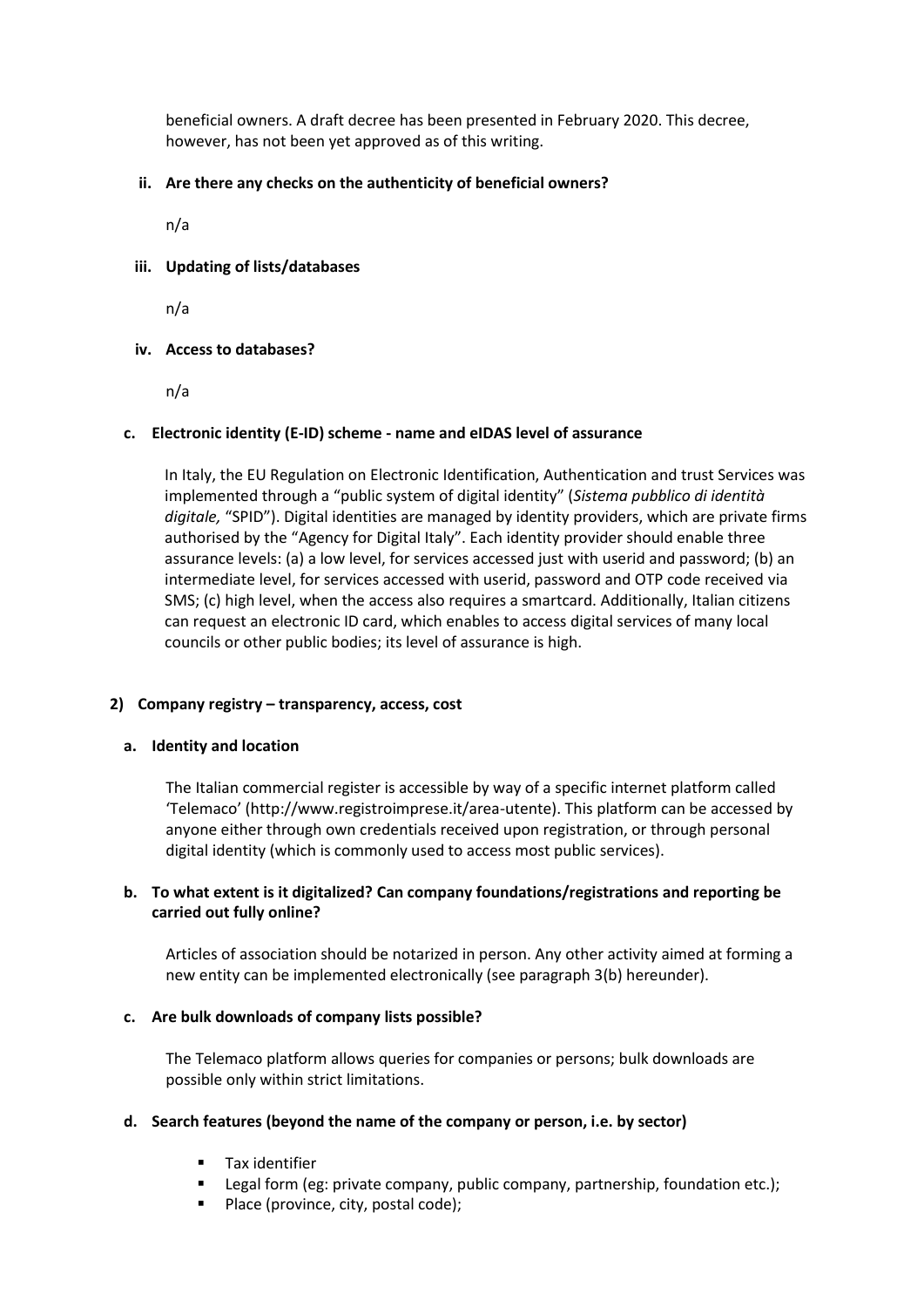beneficial owners. A draft decree has been presented in February 2020. This decree, however, has not been yet approved as of this writing.

**ii. Are there any checks on the authenticity of beneficial owners?**

n/a

**iii. Updating of lists/databases**

n/a

**iv. Access to databases?**

n/a

**c. Electronic identity (E-ID) scheme - name and eIDAS level of assurance**

In Italy, the EU Regulation on Electronic Identification, Authentication and trust Services was implemented through a "public system of digital identity" (*Sistema pubblico di identità digitale,* "SPID"). Digital identities are managed by identity providers, which are private firms authorised by the "Agency for Digital Italy". Each identity provider should enable three assurance levels: (a) a low level, for services accessed just with userid and password; (b) an intermediate level, for services accessed with userid, password and OTP code received via SMS; (c) high level, when the access also requires a smartcard. Additionally, Italian citizens can request an electronic ID card, which enables to access digital services of many local councils or other public bodies; its level of assurance is high.

## 2) Company registry – transparency, access, cost

**a. Identity and location**

The Italian commercial register is accessible by way of a specific internet platform called 'Telemaco' (http://www.registroimprese.it/area-utente). This platform can be accessed by anyone either through own credentials received upon registration, or through personal digital identity (which is commonly used to access most public services).

**b. To what extent is it digitalized? Can company foundations/registrations and reporting be carried out fully online?**

Articles of association should be notarized in person. Any other activity aimed at forming a new entity can be implemented electronically (see paragraph 3(b) hereunder).

**c. Are bulk downloads of company lists possible?**

The Telemaco platform allows queries for companies or persons; bulk downloads are possible only within strict limitations.

**d. Search features (beyond the name of the company or person, i.e. by sector)**

- Tax identifier
- Legal form (eg: private company, public company, partnership, foundation etc.);
- Place (province, city, postal code);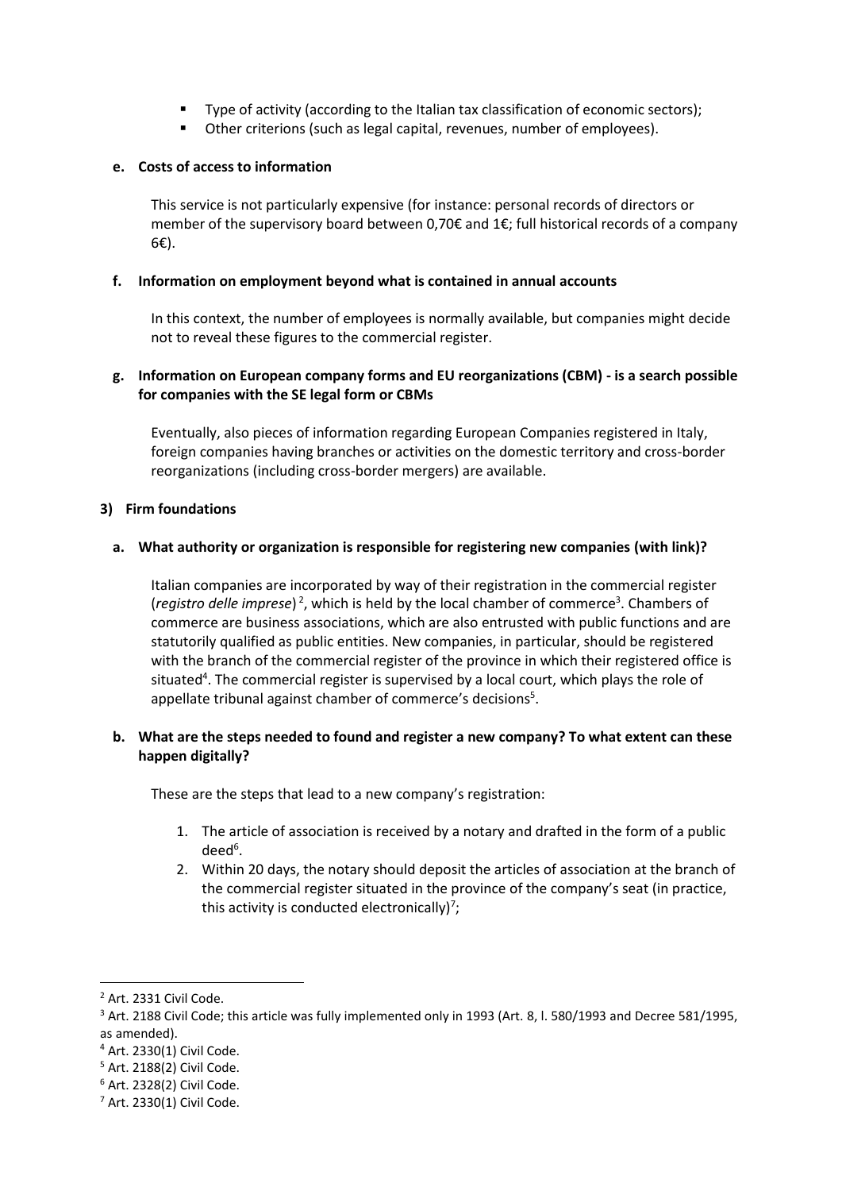- Type of activity (according to the Italian tax classification of economic sectors);
- Other criterions (such as legal capital, revenues, number of employees).

**e. Costs of access to information**

This service is not particularly expensive (for instance: personal records of directors or member of the supervisory board between 0,70€ and 1€; full historical records of a company 6€).

**f. Information on employment beyond what is contained in annual accounts**

In this context, the number of employees is normally available, but companies might decide not to reveal these figures to the commercial register.

**g. Information on European company forms and EU reorganizations (CBM) - is a search possible for companies with the SE legal form or CBMs**

Eventually, also pieces of information regarding European Companies registered in Italy, foreign companies having branches or activities on the domestic territory and cross-border reorganizations (including cross-border mergers) are available.

## 3) Firm foundations

**a. What authority or organization is responsible for registering new companies (with link)?**

Italian companies are incorporated by way of their registration in the commercial register (*registro delle imprese*)[2], which is held by the local chamber of commerce[3]. Chambers of commerce are business associations, which are also entrusted with public functions and are statutorily qualified as public entities. New companies, in particular, should be registered with the branch of the commercial register of the province in which their registered office is situated[4]. The commercial register is supervised by a local court, which plays the role of appellate tribunal against chamber of commerce's decisions[5].

**b. What are the steps needed to found and register a new company? To what extent can these happen digitally?**

These are the steps that lead to a new company's registration:

1. The article of association is received by a notary and drafted in the form of a public deed[6].
2. Within 20 days, the notary should deposit the articles of association at the branch of the commercial register situated in the province of the company's seat (in practice, this activity is conducted electronically)[7];

---

[2] Art. 2331 Civil Code.

[3] Art. 2188 Civil Code; this article was fully implemented only in 1993 (Art. 8, l. 580/1993 and Decree 581/1995, as amended).

[4] Art. 2330(1) Civil Code.

[5] Art. 2188(2) Civil Code.

[6] Art. 2328(2) Civil Code.

[7] Art. 2330(1) Civil Code.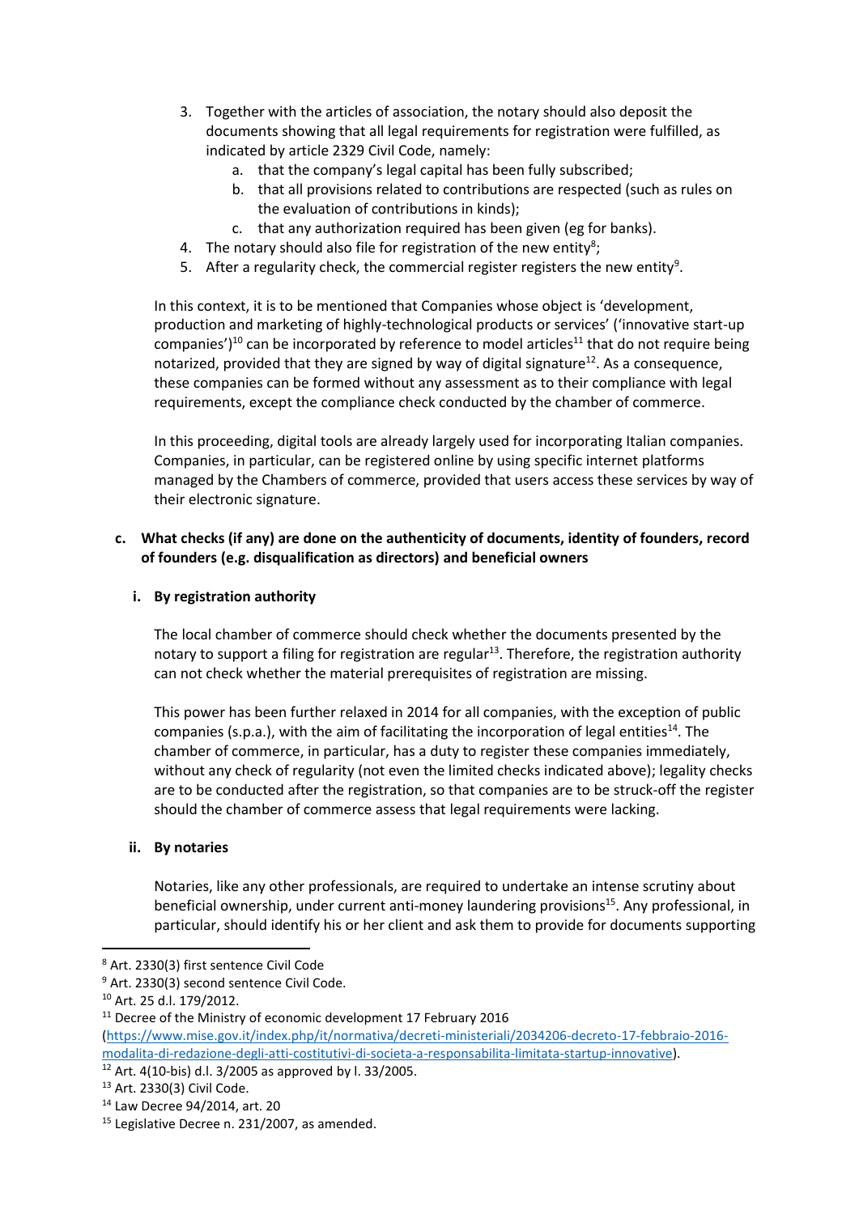3. Together with the articles of association, the notary should also deposit the documents showing that all legal requirements for registration were fulfilled, as indicated by article 2329 Civil Code, namely:
    a. that the company's legal capital has been fully subscribed;
    b. that all provisions related to contributions are respected (such as rules on the evaluation of contributions in kinds);
    c. that any authorization required has been given (eg for banks).
4. The notary should also file for registration of the new entity[8];
5. After a regularity check, the commercial register registers the new entity[9].

In this context, it is to be mentioned that Companies whose object is 'development, production and marketing of highly-technological products or services' ('innovative start-up companies')[10] can be incorporated by reference to model articles[11] that do not require being notarized, provided that they are signed by way of digital signature[12]. As a consequence, these companies can be formed without any assessment as to their compliance with legal requirements, except the compliance check conducted by the chamber of commerce.

In this proceeding, digital tools are already largely used for incorporating Italian companies. Companies, in particular, can be registered online by using specific internet platforms managed by the Chambers of commerce, provided that users access these services by way of their electronic signature.

### c. What checks (if any) are done on the authenticity of documents, identity of founders, record of founders (e.g. disqualification as directors) and beneficial owners

#### i. By registration authority

The local chamber of commerce should check whether the documents presented by the notary to support a filing for registration are regular[13]. Therefore, the registration authority can not check whether the material prerequisites of registration are missing.

This power has been further relaxed in 2014 for all companies, with the exception of public companies (s.p.a.), with the aim of facilitating the incorporation of legal entities[14]. The chamber of commerce, in particular, has a duty to register these companies immediately, without any check of regularity (not even the limited checks indicated above); legality checks are to be conducted after the registration, so that companies are to be struck-off the register should the chamber of commerce assess that legal requirements were lacking.

#### ii. By notaries

Notaries, like any other professionals, are required to undertake an intense scrutiny about beneficial ownership, under current anti-money laundering provisions[15]. Any professional, in particular, should identify his or her client and ask them to provide for documents supporting

---

[8] Art. 2330(3) first sentence Civil Code

[9] Art. 2330(3) second sentence Civil Code.

[10] Art. 25 d.l. 179/2012.

[11] Decree of the Ministry of economic development 17 February 2016 (https://www.mise.gov.it/index.php/it/normativa/decreti-ministeriali/2034206-decreto-17-febbraio-2016-modalita-di-redazione-degli-atti-costitutivi-di-societa-a-responsabilita-limitata-startup-innovative).

[12] Art. 4(10-bis) d.l. 3/2005 as approved by l. 33/2005.

[13] Art. 2330(3) Civil Code.

[14] Law Decree 94/2014, art. 20

[15] Legislative Decree n. 231/2007, as amended.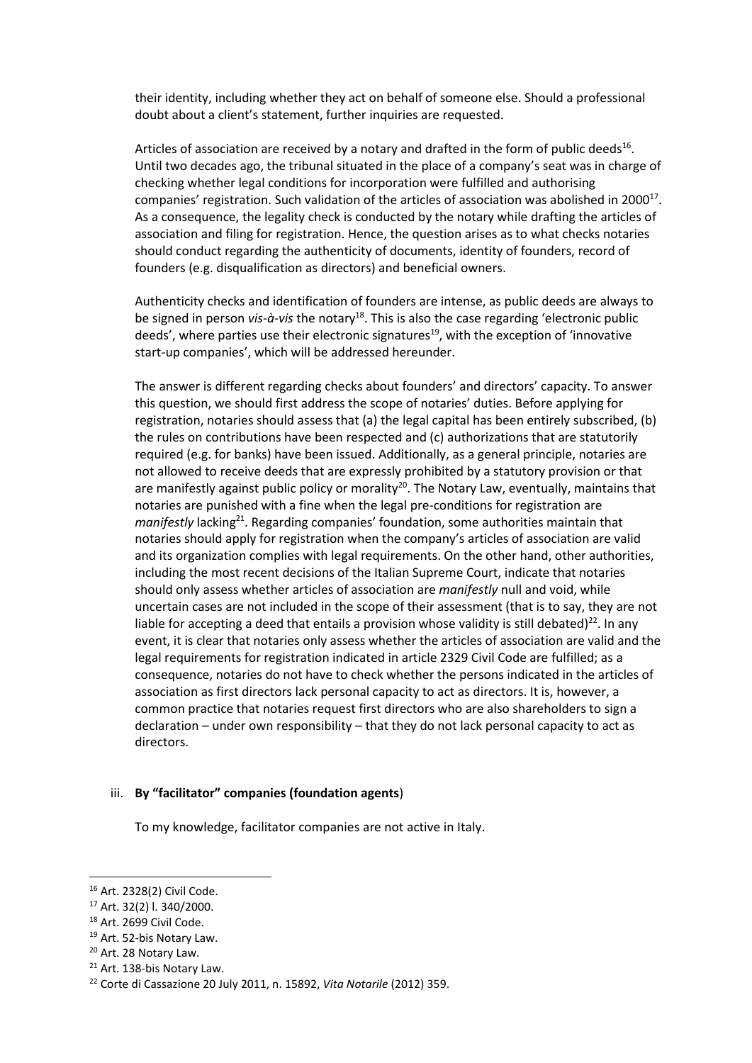their identity, including whether they act on behalf of someone else. Should a professional doubt about a client's statement, further inquiries are requested.

Articles of association are received by a notary and drafted in the form of public deeds[16]. Until two decades ago, the tribunal situated in the place of a company's seat was in charge of checking whether legal conditions for incorporation were fulfilled and authorising companies' registration. Such validation of the articles of association was abolished in 2000[17]. As a consequence, the legality check is conducted by the notary while drafting the articles of association and filing for registration. Hence, the question arises as to what checks notaries should conduct regarding the authenticity of documents, identity of founders, record of founders (e.g. disqualification as directors) and beneficial owners.

Authenticity checks and identification of founders are intense, as public deeds are always to be signed in person *vis-à-vis* the notary[18]. This is also the case regarding 'electronic public deeds', where parties use their electronic signatures[19], with the exception of 'innovative start-up companies', which will be addressed hereunder.

The answer is different regarding checks about founders' and directors' capacity. To answer this question, we should first address the scope of notaries' duties. Before applying for registration, notaries should assess that (a) the legal capital has been entirely subscribed, (b) the rules on contributions have been respected and (c) authorizations that are statutorily required (e.g. for banks) have been issued. Additionally, as a general principle, notaries are not allowed to receive deeds that are expressly prohibited by a statutory provision or that are manifestly against public policy or morality[20]. The Notary Law, eventually, maintains that notaries are punished with a fine when the legal pre-conditions for registration are *manifestly* lacking[21]. Regarding companies' foundation, some authorities maintain that notaries should apply for registration when the company's articles of association are valid and its organization complies with legal requirements. On the other hand, other authorities, including the most recent decisions of the Italian Supreme Court, indicate that notaries should only assess whether articles of association are *manifestly* null and void, while uncertain cases are not included in the scope of their assessment (that is to say, they are not liable for accepting a deed that entails a provision whose validity is still debated)[22]. In any event, it is clear that notaries only assess whether the articles of association are valid and the legal requirements for registration indicated in article 2329 Civil Code are fulfilled; as a consequence, notaries do not have to check whether the persons indicated in the articles of association as first directors lack personal capacity to act as directors. It is, however, a common practice that notaries request first directors who are also shareholders to sign a declaration – under own responsibility – that they do not lack personal capacity to act as directors.

iii. **By "facilitator" companies (foundation agents**)

To my knowledge, facilitator companies are not active in Italy.

[16] Art. 2328(2) Civil Code.

[17] Art. 32(2) l. 340/2000.

[18] Art. 2699 Civil Code.

[19] Art. 52-bis Notary Law.

[20] Art. 28 Notary Law.

[21] Art. 138-bis Notary Law.

[22] Corte di Cassazione 20 July 2011, n. 15892, *Vita Notarile* (2012) 359.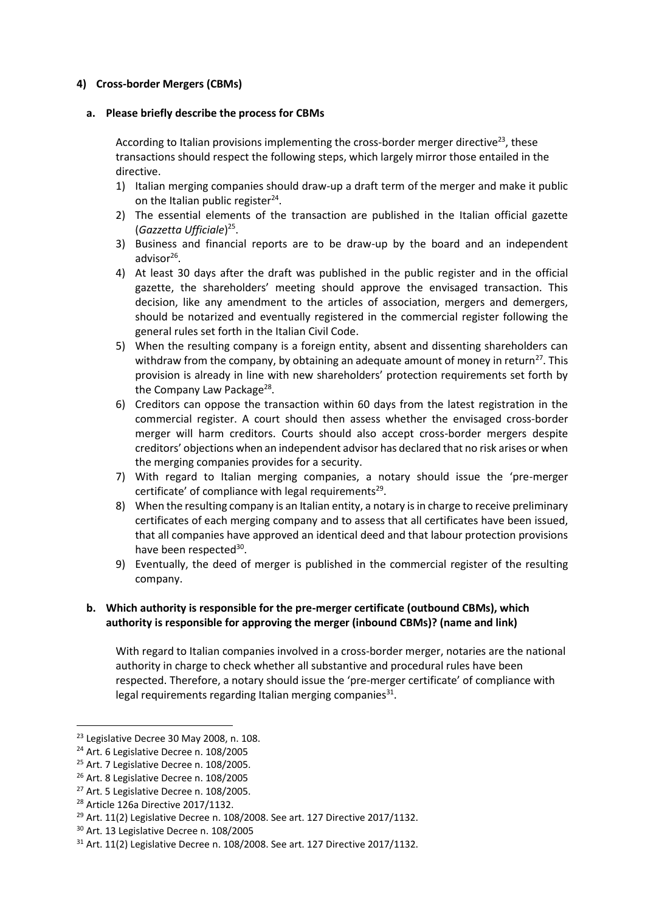#### 4) Cross-border Mergers (CBMs)

##### a. Please briefly describe the process for CBMs

According to Italian provisions implementing the cross-border merger directive[23], these transactions should respect the following steps, which largely mirror those entailed in the directive.

1) Italian merging companies should draw-up a draft term of the merger and make it public on the Italian public register[24].
2) The essential elements of the transaction are published in the Italian official gazette (*Gazzetta Ufficiale*)[25].
3) Business and financial reports are to be draw-up by the board and an independent advisor[26].
4) At least 30 days after the draft was published in the public register and in the official gazette, the shareholders' meeting should approve the envisaged transaction. This decision, like any amendment to the articles of association, mergers and demergers, should be notarized and eventually registered in the commercial register following the general rules set forth in the Italian Civil Code.
5) When the resulting company is a foreign entity, absent and dissenting shareholders can withdraw from the company, by obtaining an adequate amount of money in return[27]. This provision is already in line with new shareholders' protection requirements set forth by the Company Law Package[28].
6) Creditors can oppose the transaction within 60 days from the latest registration in the commercial register. A court should then assess whether the envisaged cross-border merger will harm creditors. Courts should also accept cross-border mergers despite creditors' objections when an independent advisor has declared that no risk arises or when the merging companies provides for a security.
7) With regard to Italian merging companies, a notary should issue the 'pre-merger certificate' of compliance with legal requirements[29].
8) When the resulting company is an Italian entity, a notary is in charge to receive preliminary certificates of each merging company and to assess that all certificates have been issued, that all companies have approved an identical deed and that labour protection provisions have been respected[30].
9) Eventually, the deed of merger is published in the commercial register of the resulting company.

##### b. Which authority is responsible for the pre-merger certificate (outbound CBMs), which authority is responsible for approving the merger (inbound CBMs)? (name and link)

With regard to Italian companies involved in a cross-border merger, notaries are the national authority in charge to check whether all substantive and procedural rules have been respected. Therefore, a notary should issue the 'pre-merger certificate' of compliance with legal requirements regarding Italian merging companies[31].

---

[23] Legislative Decree 30 May 2008, n. 108.

[24] Art. 6 Legislative Decree n. 108/2005

[25] Art. 7 Legislative Decree n. 108/2005.

[26] Art. 8 Legislative Decree n. 108/2005

[27] Art. 5 Legislative Decree n. 108/2005.

[28] Article 126a Directive 2017/1132.

[29] Art. 11(2) Legislative Decree n. 108/2008. See art. 127 Directive 2017/1132.

[30] Art. 13 Legislative Decree n. 108/2005

[31] Art. 11(2) Legislative Decree n. 108/2008. See art. 127 Directive 2017/1132.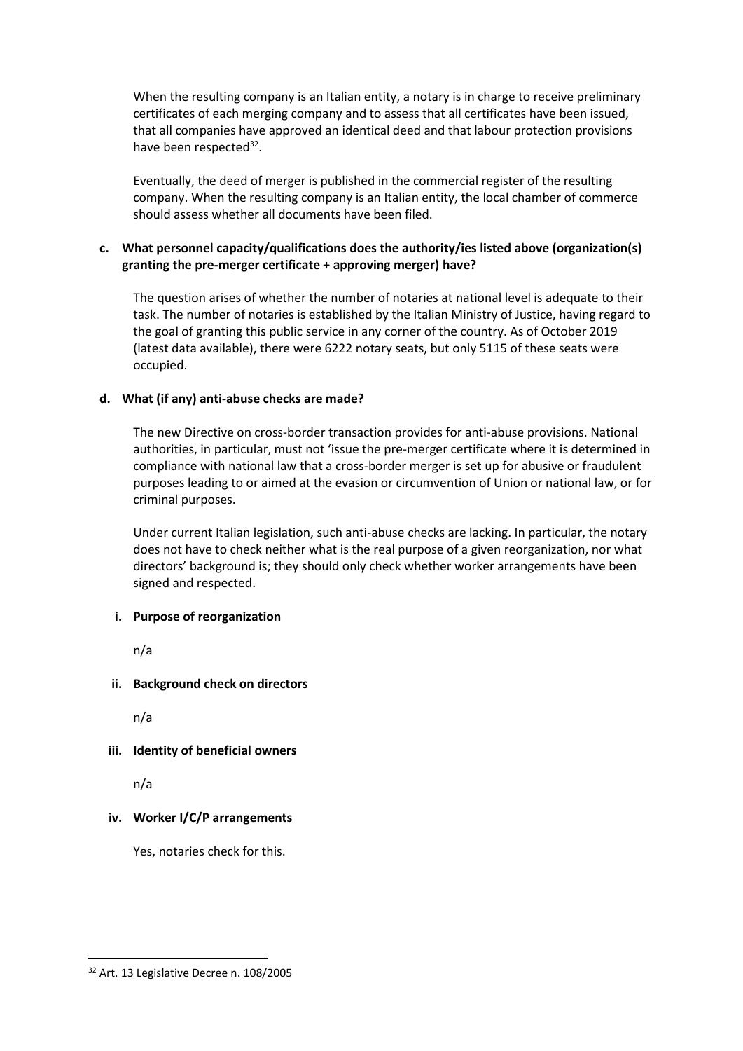When the resulting company is an Italian entity, a notary is in charge to receive preliminary certificates of each merging company and to assess that all certificates have been issued, that all companies have approved an identical deed and that labour protection provisions have been respected[32].

Eventually, the deed of merger is published in the commercial register of the resulting company. When the resulting company is an Italian entity, the local chamber of commerce should assess whether all documents have been filed.

**c. What personnel capacity/qualifications does the authority/ies listed above (organization(s) granting the pre-merger certificate + approving merger) have?**

The question arises of whether the number of notaries at national level is adequate to their task. The number of notaries is established by the Italian Ministry of Justice, having regard to the goal of granting this public service in any corner of the country. As of October 2019 (latest data available), there were 6222 notary seats, but only 5115 of these seats were occupied.

**d. What (if any) anti-abuse checks are made?**

The new Directive on cross-border transaction provides for anti-abuse provisions. National authorities, in particular, must not 'issue the pre-merger certificate where it is determined in compliance with national law that a cross-border merger is set up for abusive or fraudulent purposes leading to or aimed at the evasion or circumvention of Union or national law, or for criminal purposes.

Under current Italian legislation, such anti-abuse checks are lacking. In particular, the notary does not have to check neither what is the real purpose of a given reorganization, nor what directors' background is; they should only check whether worker arrangements have been signed and respected.

**i. Purpose of reorganization**

n/a

**ii. Background check on directors**

n/a

**iii. Identity of beneficial owners**

n/a

**iv. Worker I/C/P arrangements**

Yes, notaries check for this.

[32] Art. 13 Legislative Decree n. 108/2005